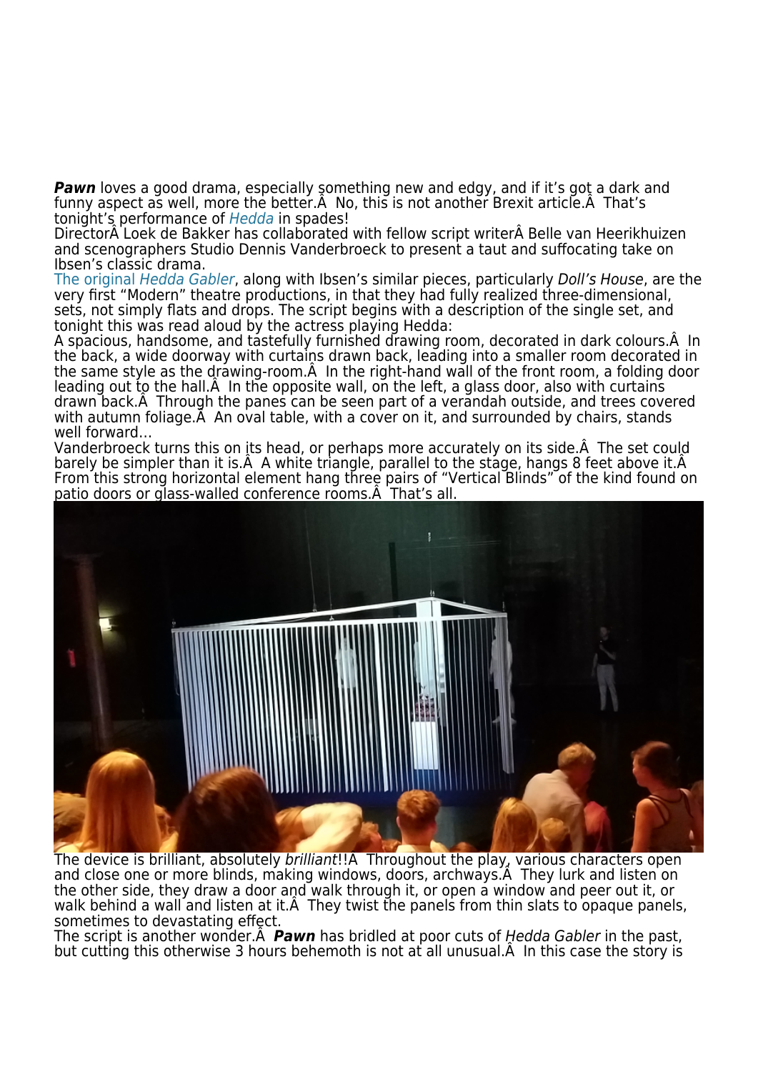***Pawn*** loves a good drama, especially something new and edgy, and if it's got a dark and funny aspect as well, more the better.Â  No, this is not another Brexit article.Â  That's tonight's performance of *Hedda* in spades!

DirectorÂ Loek de Bakker has collaborated with fellow script writerÂ Belle van Heerikhuizen and scenographers Studio Dennis Vanderbroeck to present a taut and suffocating take on Ibsen's classic drama.

The original *Hedda Gabler*, along with Ibsen's similar pieces, particularly *Doll's House*, are the very first "Modern" theatre productions, in that they had fully realized three-dimensional, sets, not simply flats and drops. The script begins with a description of the single set, and tonight this was read aloud by the actress playing Hedda:

A spacious, handsome, and tastefully furnished drawing room, decorated in dark colours.Â  In the back, a wide doorway with curtains drawn back, leading into a smaller room decorated in the same style as the drawing-room.Â  In the right-hand wall of the front room, a folding door leading out to the hall.Â  In the opposite wall, on the left, a glass door, also with curtains drawn back.Â  Through the panes can be seen part of a verandah outside, and trees covered with autumn foliage.Â  An oval table, with a cover on it, and surrounded by chairs, stands well forward…

Vanderbroeck turns this on its head, or perhaps more accurately on its side.Â  The set could barely be simpler than it is.Â  A white triangle, parallel to the stage, hangs 8 feet above it.Â  From this strong horizontal element hang three pairs of "Vertical Blinds" of the kind found on patio doors or glass-walled conference rooms.Â  That's all.

The device is brilliant, absolutely *brilliant*!!Â  Throughout the play, various characters open and close one or more blinds, making windows, doors, archways.Â  They lurk and listen on the other side, they draw a door and walk through it, or open a window and peer out it, or walk behind a wall and listen at it.Â  They twist the panels from thin slats to opaque panels, sometimes to devastating effect.

The script is another wonder.Â  ***Pawn*** has bridled at poor cuts of *Hedda Gabler* in the past, but cutting this otherwise 3 hours behemoth is not at all unusual.Â  In this case the story is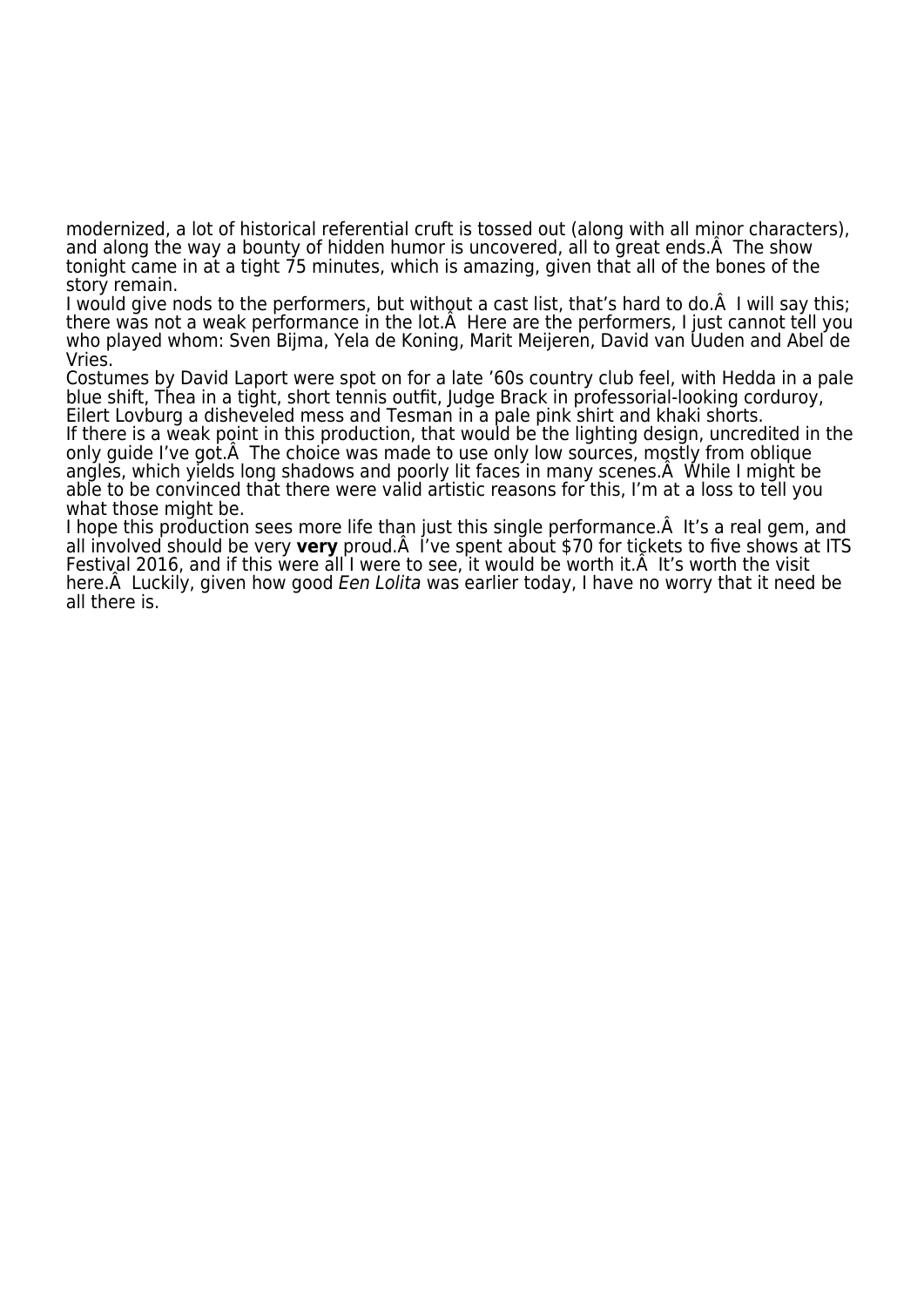modernized, a lot of historical referential cruft is tossed out (along with all minor characters), and along the way a bounty of hidden humor is uncovered, all to great ends.Â  The show tonight came in at a tight 75 minutes, which is amazing, given that all of the bones of the story remain.

I would give nods to the performers, but without a cast list, that's hard to do.Â  I will say this; there was not a weak performance in the lot.Â  Here are the performers, I just cannot tell you who played whom: Sven Bijma, Yela de Koning, Marit Meijeren, David van Uuden and Abel de Vries.

Costumes by David Laport were spot on for a late '60s country club feel, with Hedda in a pale blue shift, Thea in a tight, short tennis outfit, Judge Brack in professorial-looking corduroy, Eilert Lovburg a disheveled mess and Tesman in a pale pink shirt and khaki shorts.

If there is a weak point in this production, that would be the lighting design, uncredited in the only guide I've got.Â  The choice was made to use only low sources, mostly from oblique angles, which yields long shadows and poorly lit faces in many scenes.Â  While I might be able to be convinced that there were valid artistic reasons for this, I'm at a loss to tell you what those might be.

I hope this production sees more life than just this single performance.Â  It's a real gem, and all involved should be very **very** proud.Â  I've spent about $70 for tickets to five shows at ITS Festival 2016, and if this were all I were to see, it would be worth it.Â  It's worth the visit here.Â  Luckily, given how good *Een Lolita* was earlier today, I have no worry that it need be all there is.